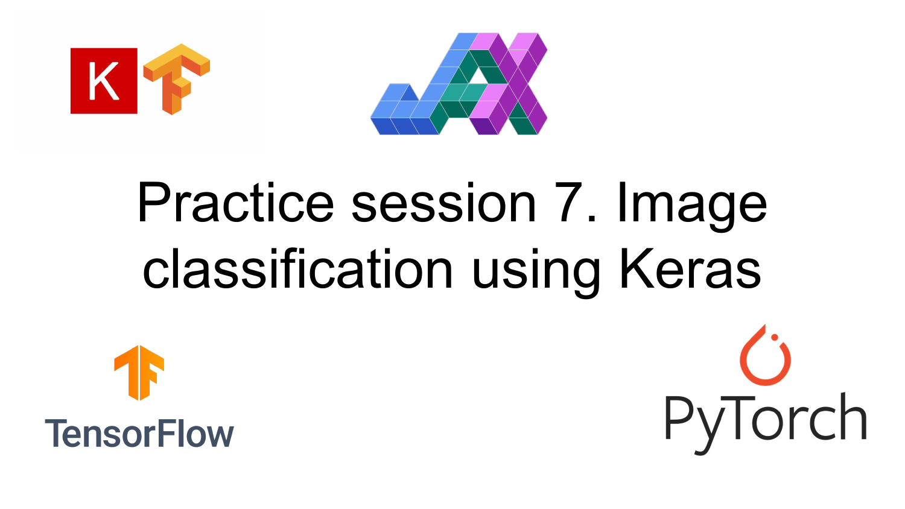# Practice session 7. Image classification using Keras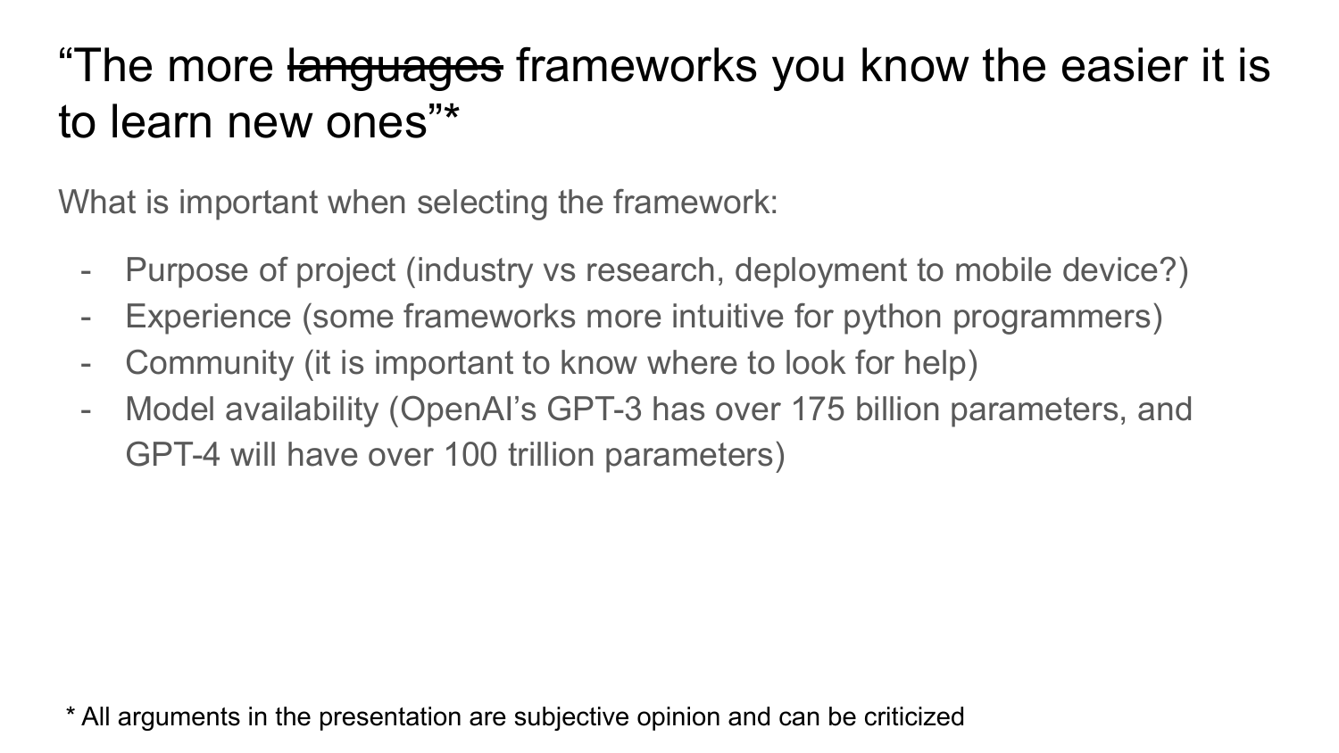# “The more ~~languages~~ frameworks you know the easier it is to learn new ones”*

What is important when selecting the framework:

- Purpose of project (industry vs research, deployment to mobile device?)
- Experience (some frameworks more intuitive for python programmers)
- Community (it is important to know where to look for help)
- Model availability (OpenAI’s GPT-3 has over 175 billion parameters, and GPT-4 will have over 100 trillion parameters)

\* All arguments in the presentation are subjective opinion and can be criticized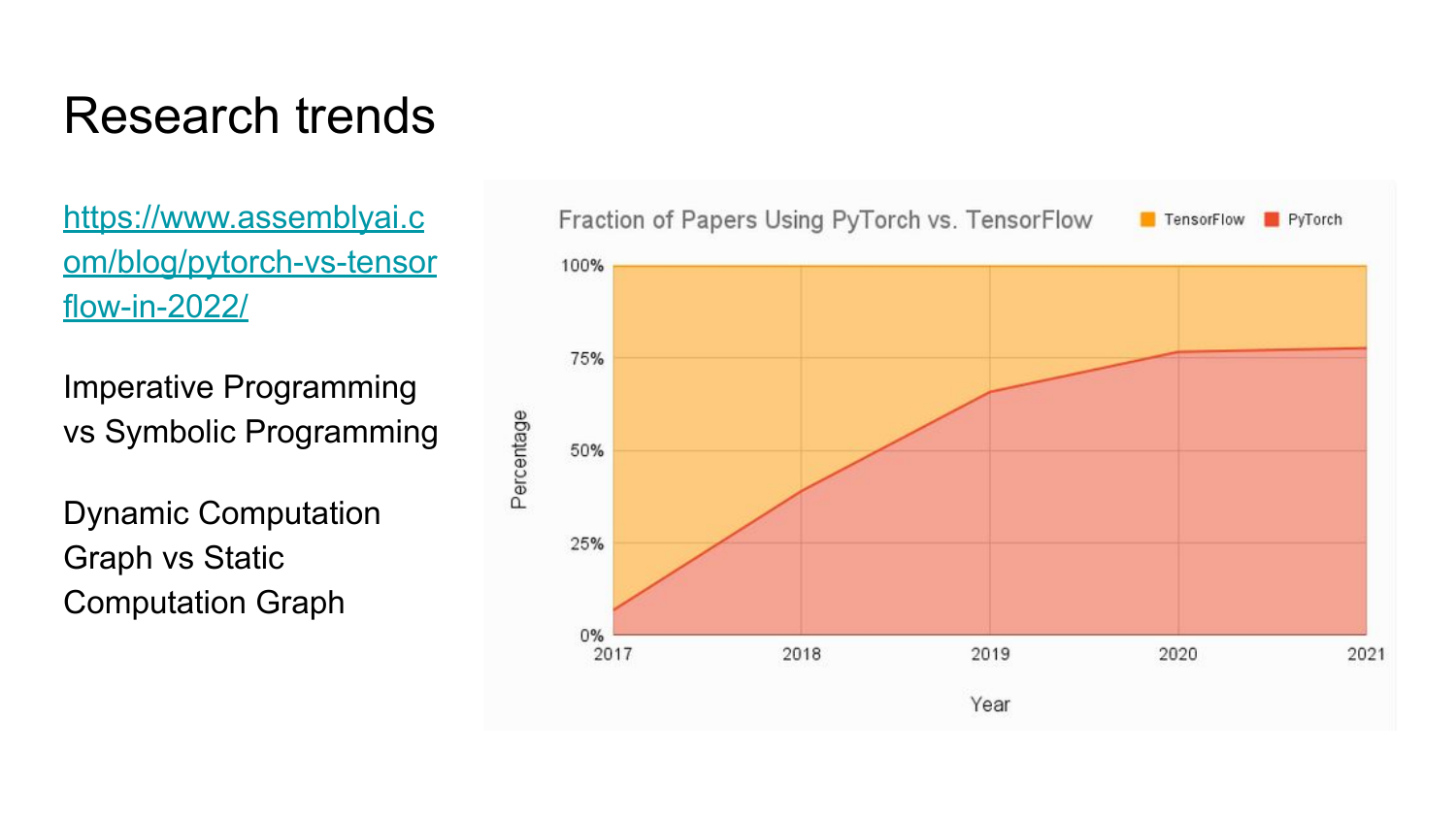# Research trends

[https://www.assemblyai.com/blog/pytorch-vs-tensorflow-in-2022/](https://www.assemblyai.com/blog/pytorch-vs-tensorflow-in-2022/)

Imperative Programming vs Symbolic Programming

Dynamic Computation Graph vs Static Computation Graph

Fraction of Papers Using PyTorch vs. TensorFlow

TensorFlow
PyTorch

Percentage

100%
75%
50%
25%
0%

2017
2018
2019
2020
2021

Year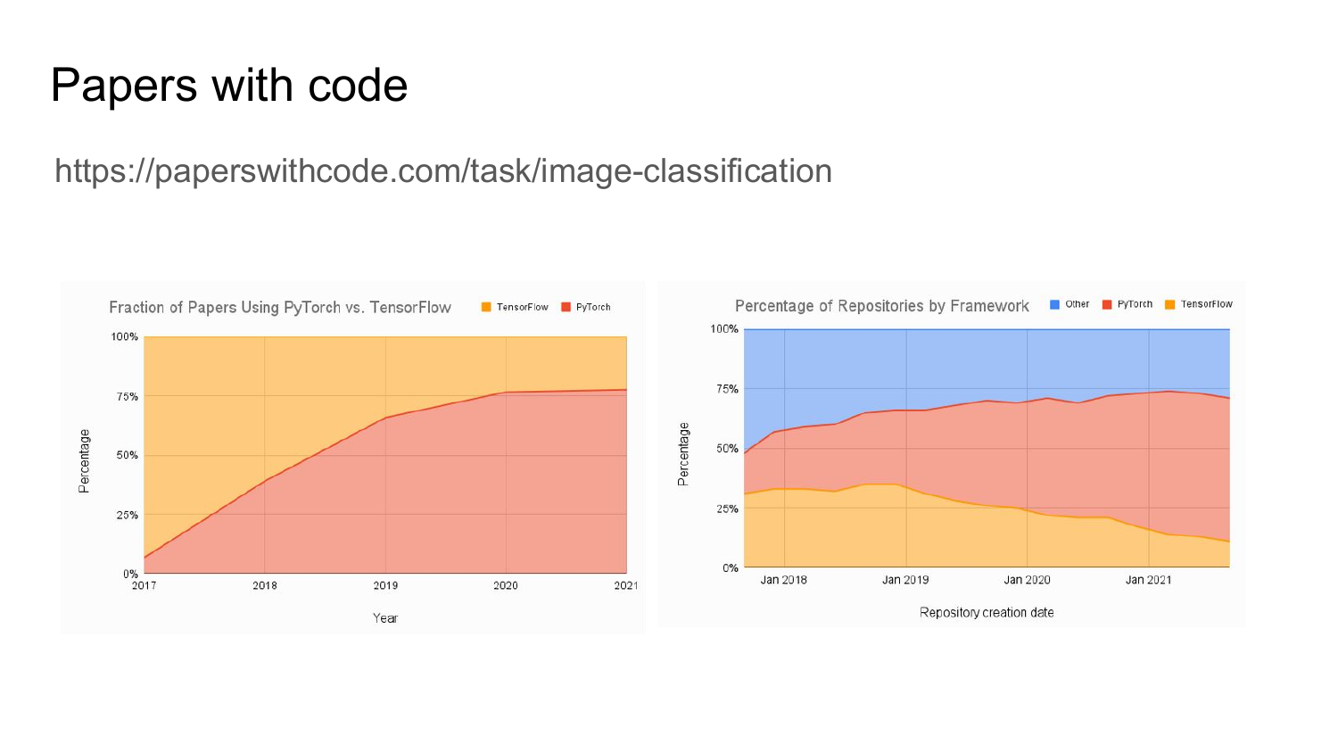# Papers with code

https://paperswithcode.com/task/image-classification

Fraction of Papers Using PyTorch vs. TensorFlow

TensorFlow PyTorch

100%
75%
50%
25%
0%

Percentage

2017 2018 2019 2020 2021

Year

Percentage of Repositories by Framework

Other PyTorch TensorFlow

100%
75%
50%
25%
0%

Percentage

Jan 2018 Jan 2019 Jan 2020 Jan 2021

Repository creation date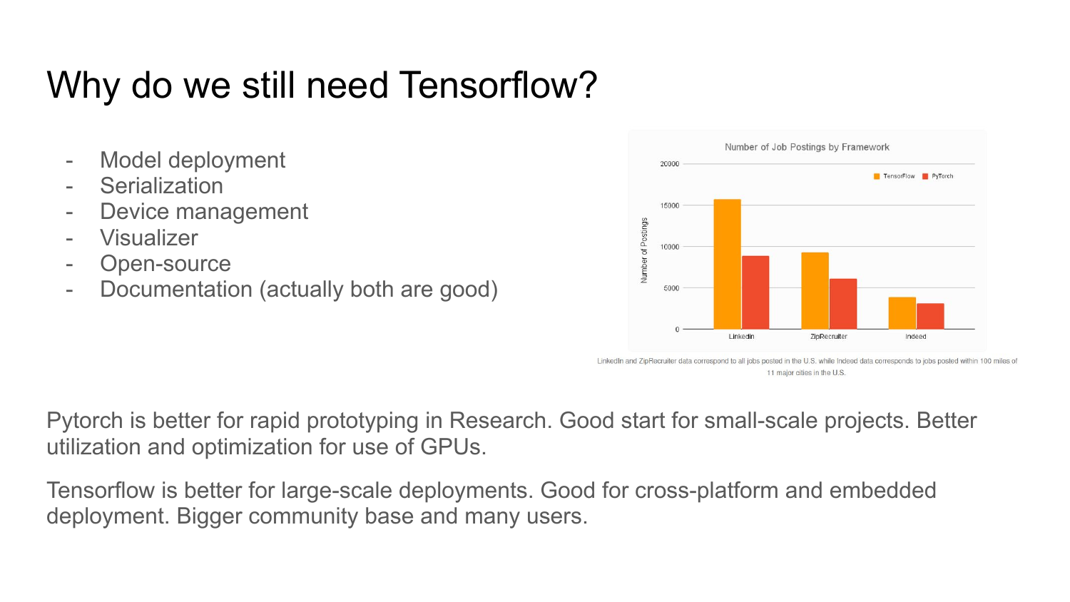# Why do we still need Tensorflow?

- Model deployment
- Serialization
- Device management
- Visualizer
- Open-source
- Documentation (actually both are good)

Number of Job Postings by Framework

TensorFlow
PyTorch

Number of Postings

20000
15000
10000
5000
0

LinkedIn
ZipRecruiter
Indeed

LinkedIn and ZipRecruiter data correspond to all jobs posted in the U.S. while Indeed data corresponds to jobs posted within 100 miles of 11 major cities in the U.S.

Pytorch is better for rapid prototyping in Research. Good start for small-scale projects. Better utilization and optimization for use of GPUs.

Tensorflow is better for large-scale deployments. Good for cross-platform and embedded deployment. Bigger community base and many users.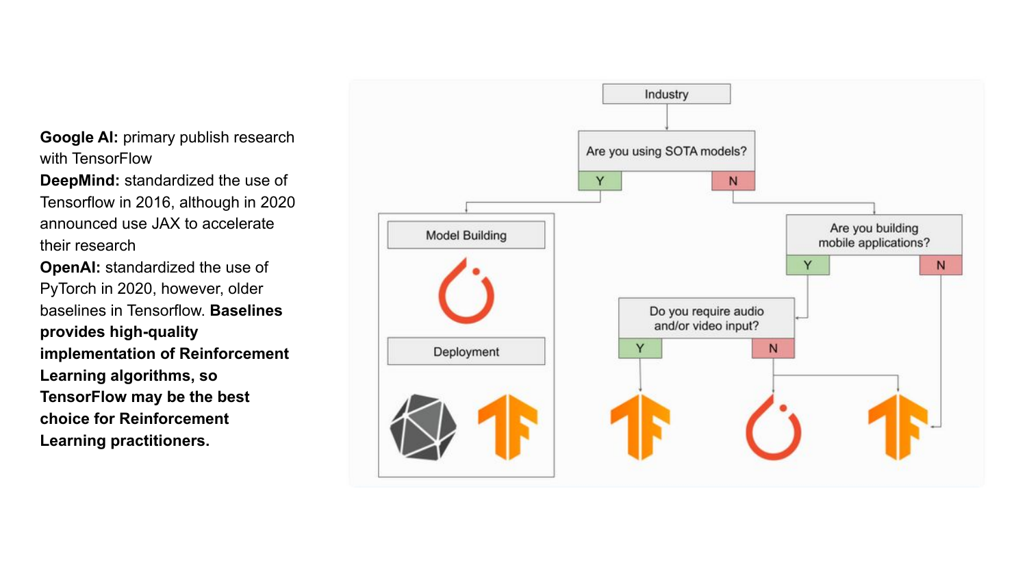**Google AI:** primary publish research with TensorFlow
**DeepMind:** standardized the use of Tensorflow in 2016, although in 2020 announced use JAX to accelerate their research
**OpenAI:** standardized the use of PyTorch in 2020, however, older baselines in Tensorflow. **Baselines provides high-quality implementation of Reinforcement Learning algorithms, so TensorFlow may be the best choice for Reinforcement Learning practitioners.**

Industry

Are you using SOTA models?

Y

N

Model Building

Deployment

Are you building mobile applications?

Y

N

Do you require audio and/or video input?

Y

N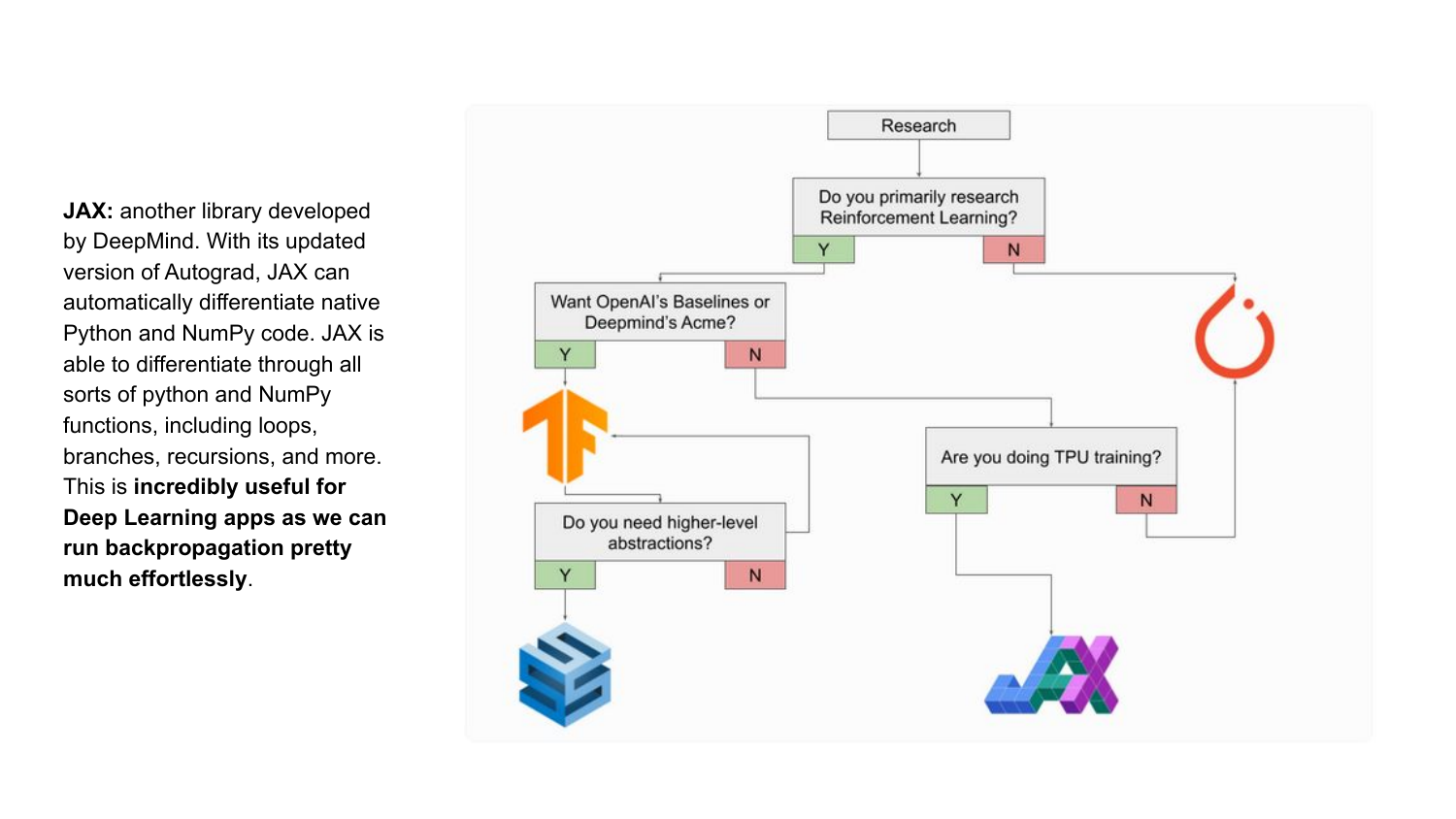**JAX:** another library developed by DeepMind. With its updated version of Autograd, JAX can automatically differentiate native Python and NumPy code. JAX is able to differentiate through all sorts of python and NumPy functions, including loops, branches, recursions, and more. This is **incredibly useful for Deep Learning apps as we can run backpropagation pretty much effortlessly**.

Research

Do you primarily research Reinforcement Learning?

Y

N

Want OpenAI's Baselines or Deepmind's Acme?

Y

N

Are you doing TPU training?

Y

N

Do you need higher-level abstractions?

Y

N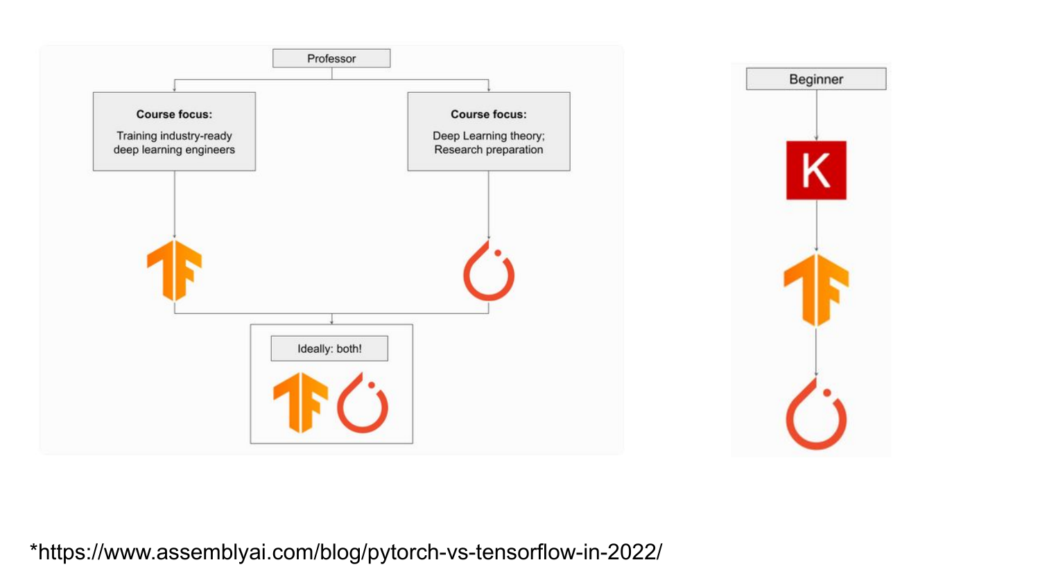Professor

Course focus:

Training industry-ready deep learning engineers

Course focus:

Deep Learning theory; Research preparation

Ideally: both!

Beginner

K

*https://www.assemblyai.com/blog/pytorch-vs-tensorflow-in-2022/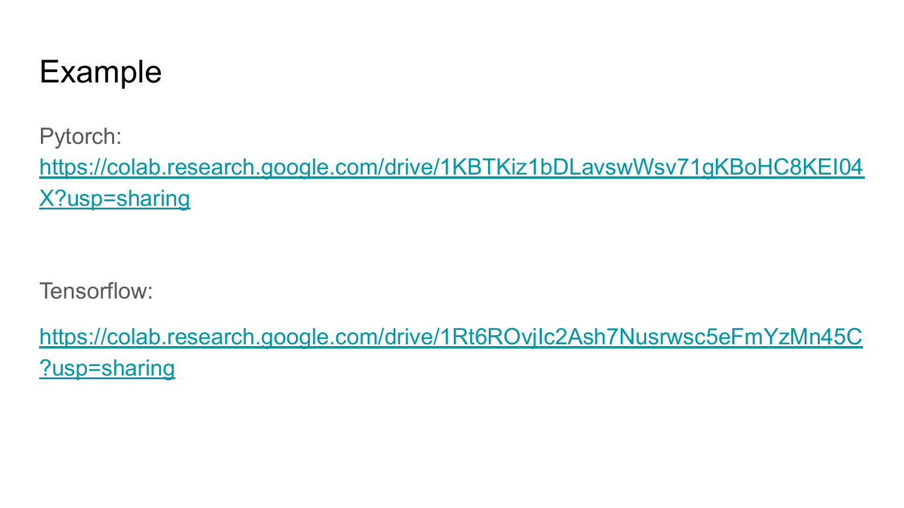# Example

Pytorch:
https://colab.research.google.com/drive/1KBTKiz1bDLavswWsv71gKBoHC8KEI04X?usp=sharing

Tensorflow:

https://colab.research.google.com/drive/1Rt6ROvjIc2Ash7Nusrwsc5eFmYzMn45C?usp=sharing